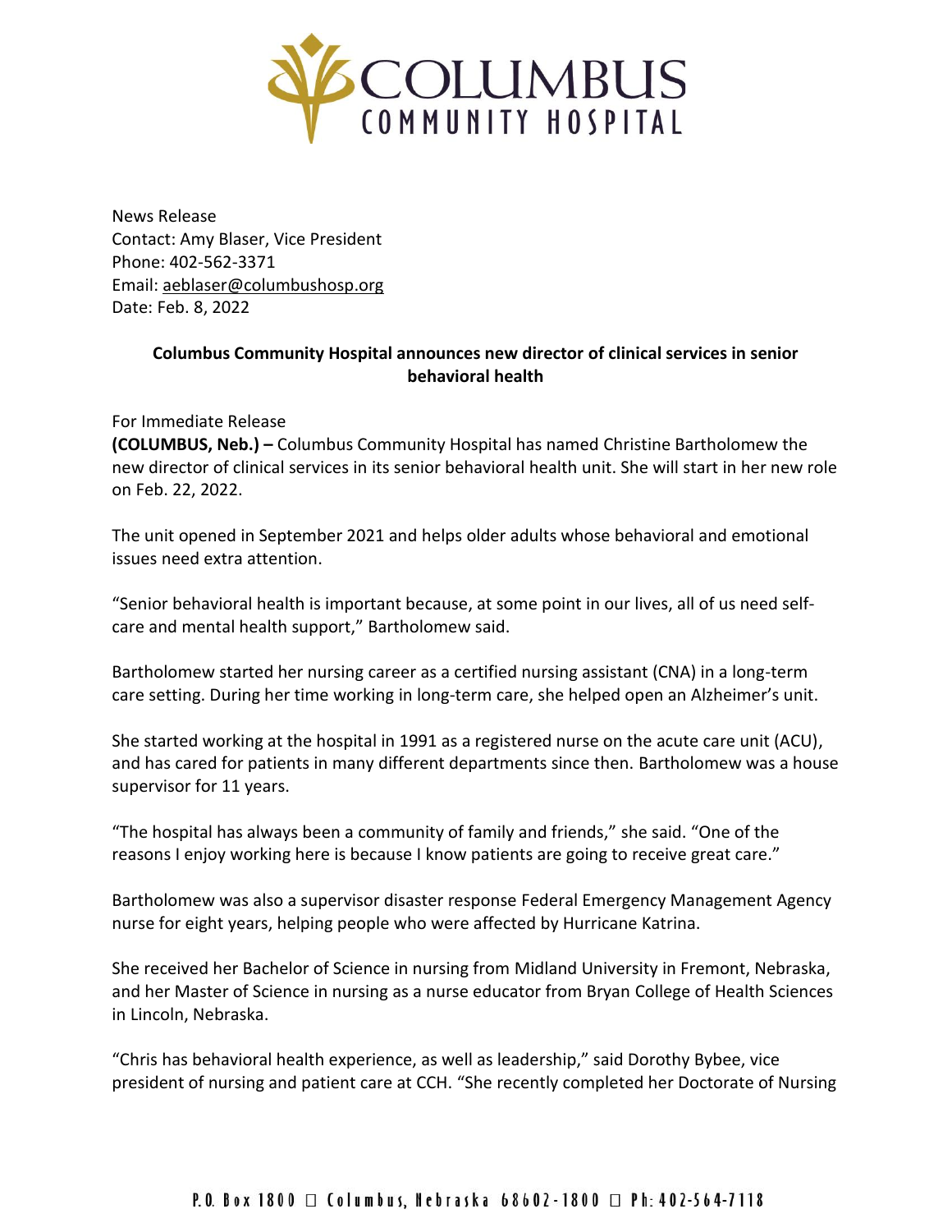News Release
Contact: Amy Blaser, Vice President
Phone: 402-562-3371
Email: aeblaser@columbushosp.org
Date: Feb. 8, 2022

**Columbus Community Hospital announces new director of clinical services in senior behavioral health**

For Immediate Release
**(COLUMBUS, Neb.) –** Columbus Community Hospital has named Christine Bartholomew the new director of clinical services in its senior behavioral health unit. She will start in her new role on Feb. 22, 2022.

The unit opened in September 2021 and helps older adults whose behavioral and emotional issues need extra attention.

"Senior behavioral health is important because, at some point in our lives, all of us need self-care and mental health support," Bartholomew said.

Bartholomew started her nursing career as a certified nursing assistant (CNA) in a long-term care setting. During her time working in long-term care, she helped open an Alzheimer's unit.

She started working at the hospital in 1991 as a registered nurse on the acute care unit (ACU), and has cared for patients in many different departments since then. Bartholomew was a house supervisor for 11 years.

"The hospital has always been a community of family and friends," she said. "One of the reasons I enjoy working here is because I know patients are going to receive great care."

Bartholomew was also a supervisor disaster response Federal Emergency Management Agency nurse for eight years, helping people who were affected by Hurricane Katrina.

She received her Bachelor of Science in nursing from Midland University in Fremont, Nebraska, and her Master of Science in nursing as a nurse educator from Bryan College of Health Sciences in Lincoln, Nebraska.

"Chris has behavioral health experience, as well as leadership," said Dorothy Bybee, vice president of nursing and patient care at CCH. "She recently completed her Doctorate of Nursing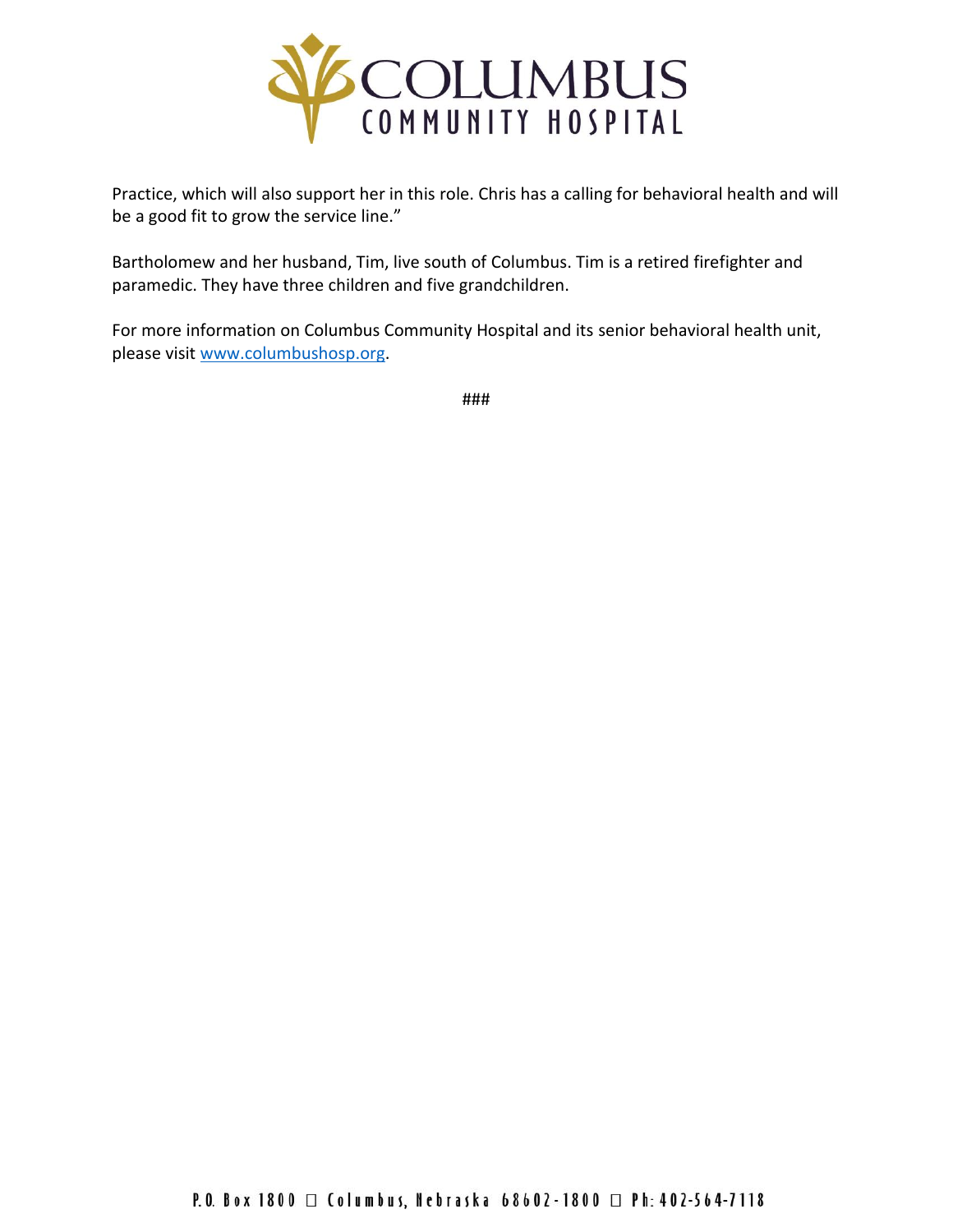Practice, which will also support her in this role. Chris has a calling for behavioral health and will be a good fit to grow the service line."

Bartholomew and her husband, Tim, live south of Columbus. Tim is a retired firefighter and paramedic. They have three children and five grandchildren.

For more information on Columbus Community Hospital and its senior behavioral health unit, please visit www.columbushosp.org.

###